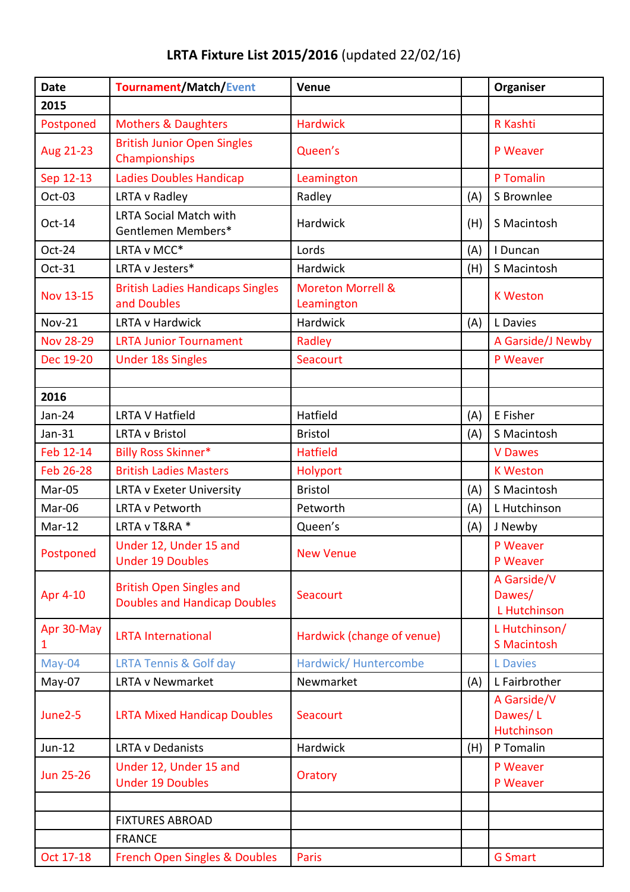# LRTA Fixture List 2015/2016 (updated 22/02/16)

| Date | Tournament/Match/Event | Venue | | Organiser |
|---|---|---|---|---|
| **2015** | | | | |
| Postponed | Mothers & Daughters | Hardwick | | R Kashti |
| Aug 21-23 | British Junior Open Singles Championships | Queen's | | P Weaver |
| Sep 12-13 | Ladies Doubles Handicap | Leamington | | P Tomalin |
| Oct-03 | LRTA v Radley | Radley | (A) | S Brownlee |
| Oct-14 | LRTA Social Match with Gentlemen Members* | Hardwick | (H) | S Macintosh |
| Oct-24 | LRTA v MCC* | Lords | (A) | I Duncan |
| Oct-31 | LRTA v Jesters* | Hardwick | (H) | S Macintosh |
| Nov 13-15 | British Ladies Handicaps Singles and Doubles | Moreton Morrell & Leamington | | K Weston |
| Nov-21 | LRTA v Hardwick | Hardwick | (A) | L Davies |
| Nov 28-29 | LRTA Junior Tournament | Radley | | A Garside/J Newby |
| Dec 19-20 | Under 18s Singles | Seacourt | | P Weaver |
| | | | | |
| **2016** | | | | |
| Jan-24 | LRTA V Hatfield | Hatfield | (A) | E Fisher |
| Jan-31 | LRTA v Bristol | Bristol | (A) | S Macintosh |
| Feb 12-14 | Billy Ross Skinner* | Hatfield | | V Dawes |
| Feb 26-28 | British Ladies Masters | Holyport | | K Weston |
| Mar-05 | LRTA v Exeter University | Bristol | (A) | S Macintosh |
| Mar-06 | LRTA v Petworth | Petworth | (A) | L Hutchinson |
| Mar-12 | LRTA v T&RA * | Queen's | (A) | J Newby |
| Postponed | Under 12, Under 15 and Under 19 Doubles | New Venue | | P Weaver P Weaver |
| Apr 4-10 | British Open Singles and Doubles and Handicap Doubles | Seacourt | | A Garside/V Dawes/ L Hutchinson |
| Apr 30-May 1 | LRTA International | Hardwick (change of venue) | | L Hutchinson/ S Macintosh |
| May-04 | LRTA Tennis & Golf day | Hardwick/ Huntercombe | | L Davies |
| May-07 | LRTA v Newmarket | Newmarket | (A) | L Fairbrother |
| June2-5 | LRTA Mixed Handicap Doubles | Seacourt | | A Garside/V Dawes/ L Hutchinson |
| Jun-12 | LRTA v Dedanists | Hardwick | (H) | P Tomalin |
| Jun 25-26 | Under 12, Under 15 and Under 19 Doubles | Oratory | | P Weaver P Weaver |
| | | | | |
| | FIXTURES ABROAD | | | |
| | FRANCE | | | |
| Oct 17-18 | French Open Singles & Doubles | Paris | | G Smart |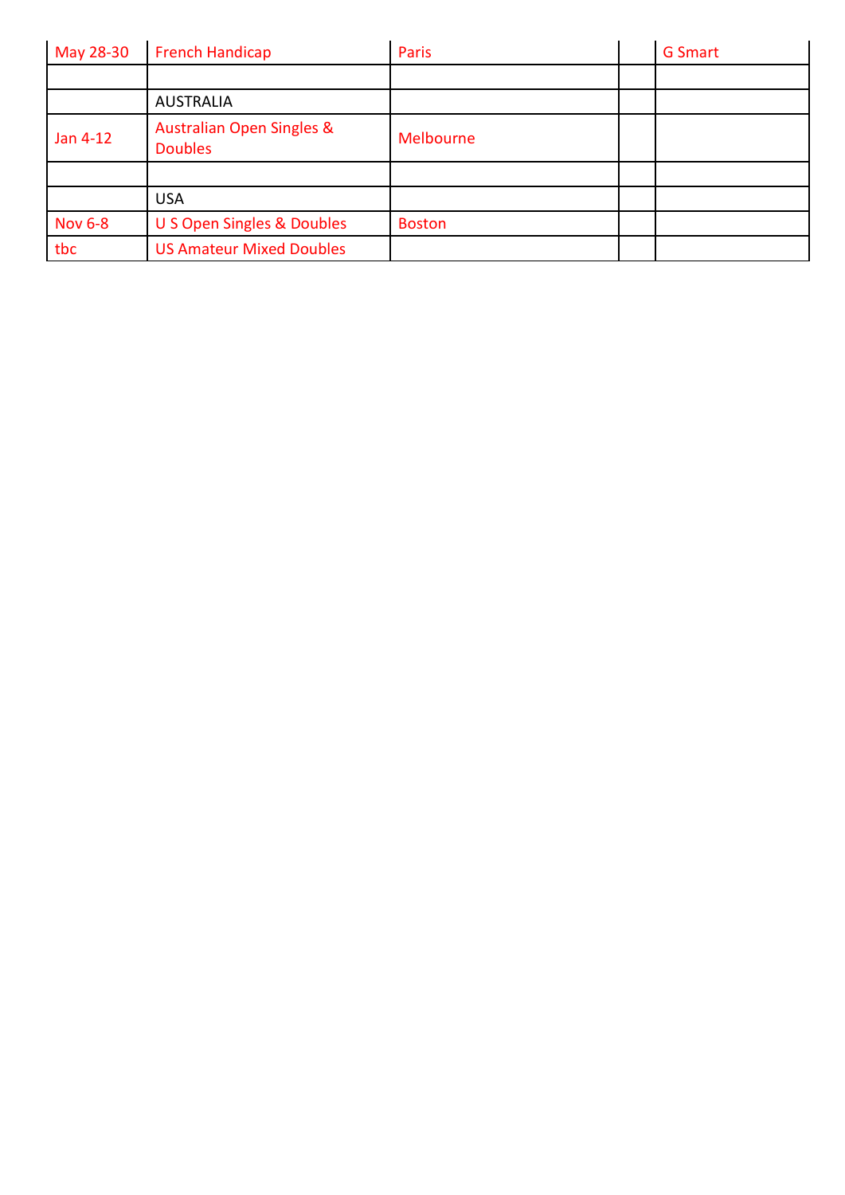| | | | | |
|---|---|---|---|---|
| May 28-30 | French Handicap | Paris | | G Smart |
| | | | | |
| | AUSTRALIA | | | |
| Jan 4-12 | Australian Open Singles & Doubles | Melbourne | | |
| | | | | |
| | USA | | | |
| Nov 6-8 | U S Open Singles & Doubles | Boston | | |
| tbc | US Amateur Mixed Doubles | | | |